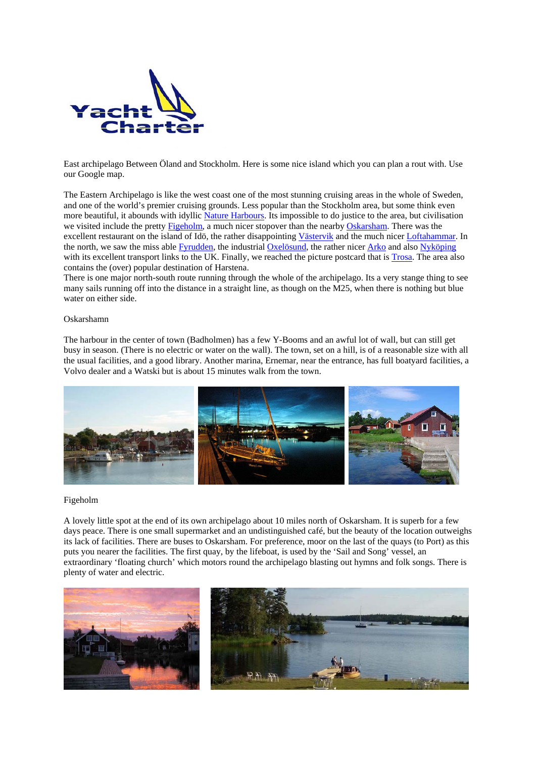Yacht Charter

East archipelago Between Öland and Stockholm. Here is some nice island which you can plan a rout with. Use our Google map.

The Eastern Archipelago is like the west coast one of the most stunning cruising areas in the whole of Sweden, and one of the world's premier cruising grounds. Less popular than the Stockholm area, but some think even more beautiful, it abounds with idyllic Nature Harbours. Its impossible to do justice to the area, but civilisation we visited include the pretty Figeholm, a much nicer stopover than the nearby Oskarsham. There was the excellent restaurant on the island of Idö, the rather disappointing Västervik and the much nicer Loftahammar. In the north, we saw the miss able Fyrudden, the industrial Oxelösund, the rather nicer Arko and also Nyköping with its excellent transport links to the UK. Finally, we reached the picture postcard that is Trosa. The area also contains the (over) popular destination of Harstena.
There is one major north-south route running through the whole of the archipelago. Its a very stange thing to see many sails running off into the distance in a straight line, as though on the M25, when there is nothing but blue water on either side.

Oskarshamn

The harbour in the center of town (Badholmen) has a few Y-Booms and an awful lot of wall, but can still get busy in season. (There is no electric or water on the wall). The town, set on a hill, is of a reasonable size with all the usual facilities, and a good library. Another marina, Ernemar, near the entrance, has full boatyard facilities, a Volvo dealer and a Watski but is about 15 minutes walk from the town.

Figeholm

A lovely little spot at the end of its own archipelago about 10 miles north of Oskarsham. It is superb for a few days peace. There is one small supermarket and an undistinguished café, but the beauty of the location outweighs its lack of facilities. There are buses to Oskarsham. For preference, moor on the last of the quays (to Port) as this puts you nearer the facilities. The first quay, by the lifeboat, is used by the 'Sail and Song' vessel, an extraordinary 'floating church' which motors round the archipelago blasting out hymns and folk songs. There is plenty of water and electric.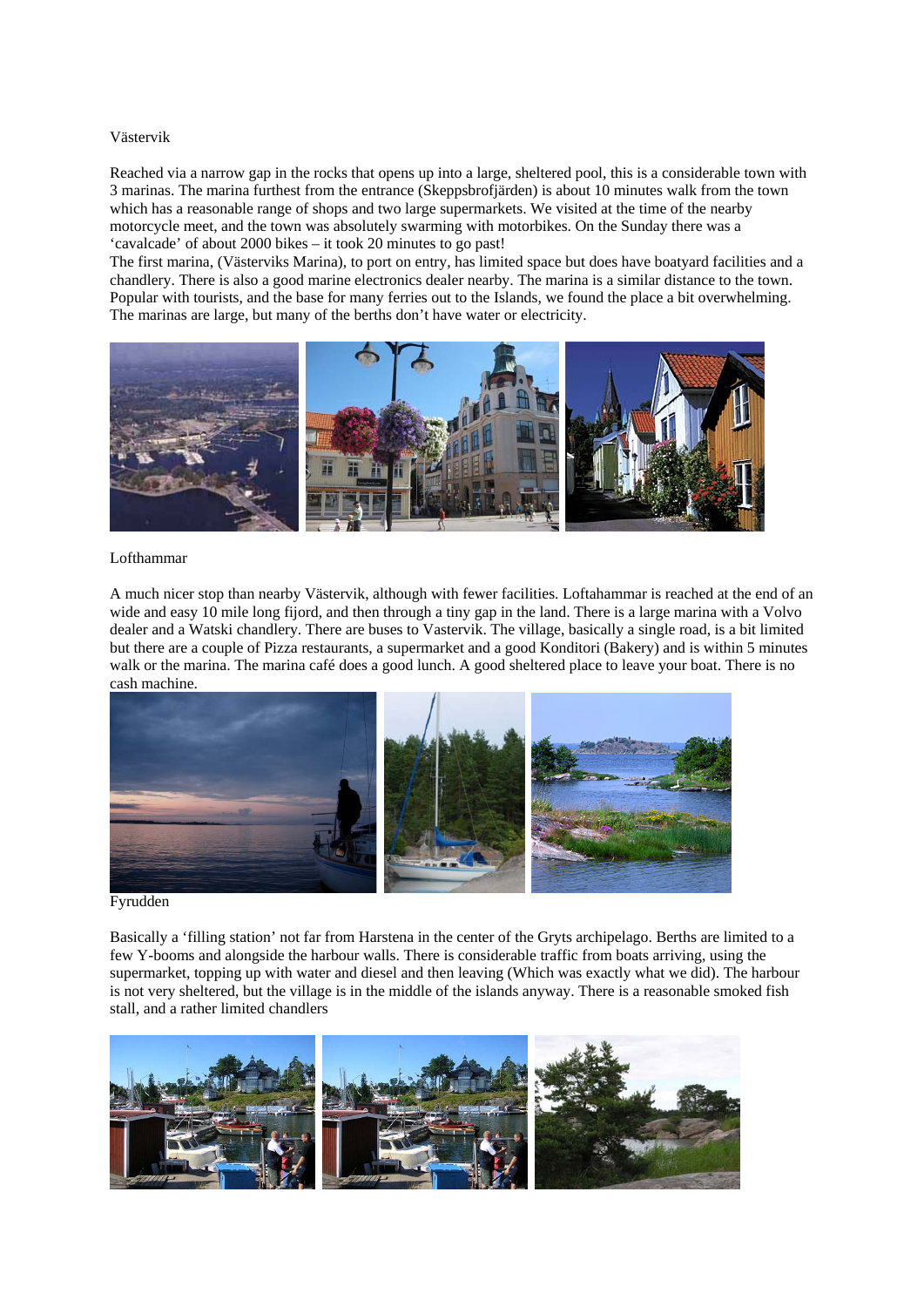## Västervik

Reached via a narrow gap in the rocks that opens up into a large, sheltered pool, this is a considerable town with 3 marinas. The marina furthest from the entrance (Skeppsbrofjärden) is about 10 minutes walk from the town which has a reasonable range of shops and two large supermarkets. We visited at the time of the nearby motorcycle meet, and the town was absolutely swarming with motorbikes. On the Sunday there was a 'cavalcade' of about 2000 bikes – it took 20 minutes to go past!

The first marina, (Västerviks Marina), to port on entry, has limited space but does have boatyard facilities and a chandlery. There is also a good marine electronics dealer nearby. The marina is a similar distance to the town. Popular with tourists, and the base for many ferries out to the Islands, we found the place a bit overwhelming. The marinas are large, but many of the berths don't have water or electricity.

## Lofthammar

A much nicer stop than nearby Västervik, although with fewer facilities. Loftahammar is reached at the end of an wide and easy 10 mile long fijord, and then through a tiny gap in the land. There is a large marina with a Volvo dealer and a Watski chandlery. There are buses to Vastervik. The village, basically a single road, is a bit limited but there are a couple of Pizza restaurants, a supermarket and a good Konditori (Bakery) and is within 5 minutes walk or the marina. The marina café does a good lunch. A good sheltered place to leave your boat. There is no cash machine.

## Fyrudden

Basically a 'filling station' not far from Harstena in the center of the Gryts archipelago. Berths are limited to a few Y-booms and alongside the harbour walls. There is considerable traffic from boats arriving, using the supermarket, topping up with water and diesel and then leaving (Which was exactly what we did). The harbour is not very sheltered, but the village is in the middle of the islands anyway. There is a reasonable smoked fish stall, and a rather limited chandlers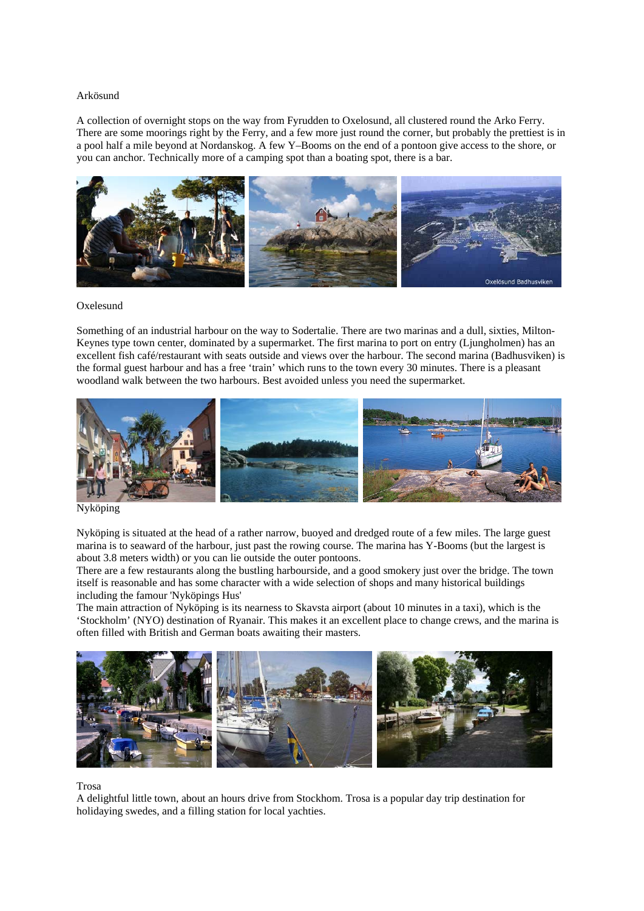## Arkösund

A collection of overnight stops on the way from Fyrudden to Oxelosund, all clustered round the Arko Ferry. There are some moorings right by the Ferry, and a few more just round the corner, but probably the prettiest is in a pool half a mile beyond at Nordanskog. A few Y–Booms on the end of a pontoon give access to the shore, or you can anchor. Technically more of a camping spot than a boating spot, there is a bar.

## Oxelesund

Something of an industrial harbour on the way to Sodertalie. There are two marinas and a dull, sixties, Milton-Keynes type town center, dominated by a supermarket. The first marina to port on entry (Ljungholmen) has an excellent fish café/restaurant with seats outside and views over the harbour. The second marina (Badhusviken) is the formal guest harbour and has a free 'train' which runs to the town every 30 minutes. There is a pleasant woodland walk between the two harbours. Best avoided unless you need the supermarket.

## Nyköping

Nyköping is situated at the head of a rather narrow, buoyed and dredged route of a few miles. The large guest marina is to seaward of the harbour, just past the rowing course. The marina has Y-Booms (but the largest is about 3.8 meters width) or you can lie outside the outer pontoons.

There are a few restaurants along the bustling harbourside, and a good smokery just over the bridge. The town itself is reasonable and has some character with a wide selection of shops and many historical buildings including the famour 'Nyköpings Hus'

The main attraction of Nyköping is its nearness to Skavsta airport (about 10 minutes in a taxi), which is the 'Stockholm' (NYO) destination of Ryanair. This makes it an excellent place to change crews, and the marina is often filled with British and German boats awaiting their masters.

## Trosa

A delightful little town, about an hours drive from Stockhom. Trosa is a popular day trip destination for holidaying swedes, and a filling station for local yachties.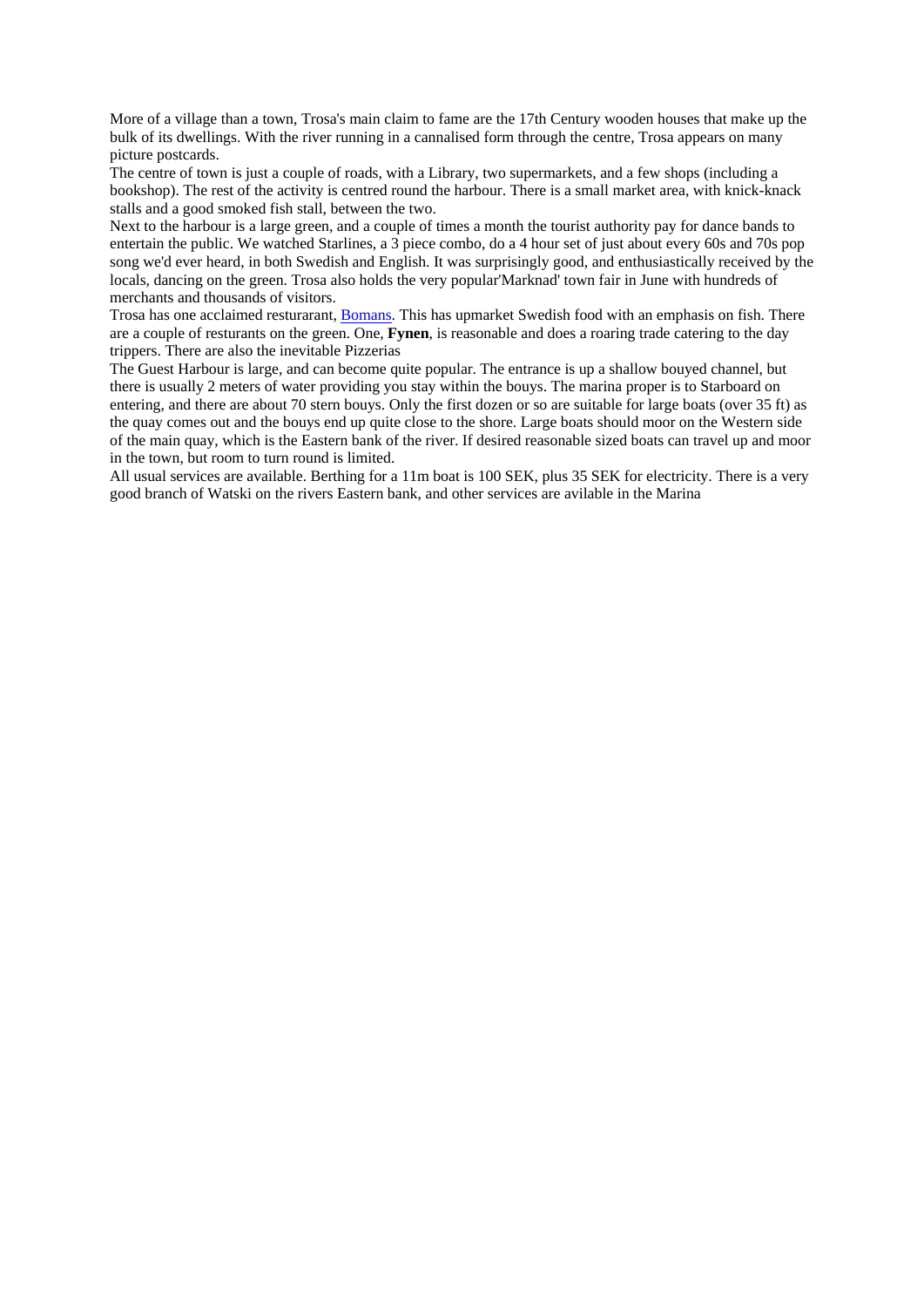More of a village than a town, Trosa's main claim to fame are the 17th Century wooden houses that make up the bulk of its dwellings. With the river running in a cannalised form through the centre, Trosa appears on many picture postcards.

The centre of town is just a couple of roads, with a Library, two supermarkets, and a few shops (including a bookshop). The rest of the activity is centred round the harbour. There is a small market area, with knick-knack stalls and a good smoked fish stall, between the two.

Next to the harbour is a large green, and a couple of times a month the tourist authority pay for dance bands to entertain the public. We watched Starlines, a 3 piece combo, do a 4 hour set of just about every 60s and 70s pop song we'd ever heard, in both Swedish and English. It was surprisingly good, and enthusiastically received by the locals, dancing on the green. Trosa also holds the very popular'Marknad' town fair in June with hundreds of merchants and thousands of visitors.

Trosa has one acclaimed resturarant, Bomans. This has upmarket Swedish food with an emphasis on fish. There are a couple of resturants on the green. One, **Fynen**, is reasonable and does a roaring trade catering to the day trippers. There are also the inevitable Pizzerias

The Guest Harbour is large, and can become quite popular. The entrance is up a shallow bouyed channel, but there is usually 2 meters of water providing you stay within the bouys. The marina proper is to Starboard on entering, and there are about 70 stern bouys. Only the first dozen or so are suitable for large boats (over 35 ft) as the quay comes out and the bouys end up quite close to the shore. Large boats should moor on the Western side of the main quay, which is the Eastern bank of the river. If desired reasonable sized boats can travel up and moor in the town, but room to turn round is limited.

All usual services are available. Berthing for a 11m boat is 100 SEK, plus 35 SEK for electricity. There is a very good branch of Watski on the rivers Eastern bank, and other services are avilable in the Marina